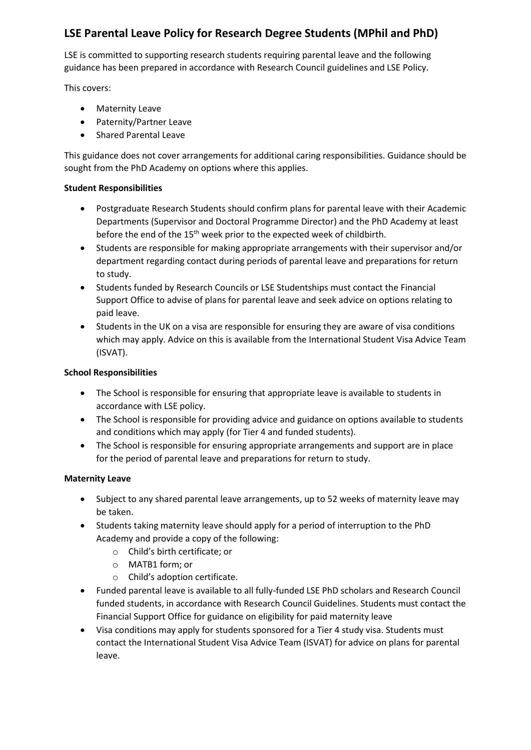# LSE Parental Leave Policy for Research Degree Students (MPhil and PhD)

LSE is committed to supporting research students requiring parental leave and the following guidance has been prepared in accordance with Research Council guidelines and LSE Policy.

This covers:

- Maternity Leave
- Paternity/Partner Leave
- Shared Parental Leave

This guidance does not cover arrangements for additional caring responsibilities. Guidance should be sought from the PhD Academy on options where this applies.

**Student Responsibilities**

- Postgraduate Research Students should confirm plans for parental leave with their Academic Departments (Supervisor and Doctoral Programme Director) and the PhD Academy at least before the end of the 15th week prior to the expected week of childbirth.
- Students are responsible for making appropriate arrangements with their supervisor and/or department regarding contact during periods of parental leave and preparations for return to study.
- Students funded by Research Councils or LSE Studentships must contact the Financial Support Office to advise of plans for parental leave and seek advice on options relating to paid leave.
- Students in the UK on a visa are responsible for ensuring they are aware of visa conditions which may apply. Advice on this is available from the International Student Visa Advice Team (ISVAT).

**School Responsibilities**

- The School is responsible for ensuring that appropriate leave is available to students in accordance with LSE policy.
- The School is responsible for providing advice and guidance on options available to students and conditions which may apply (for Tier 4 and funded students).
- The School is responsible for ensuring appropriate arrangements and support are in place for the period of parental leave and preparations for return to study.

**Maternity Leave**

- Subject to any shared parental leave arrangements, up to 52 weeks of maternity leave may be taken.
- Students taking maternity leave should apply for a period of interruption to the PhD Academy and provide a copy of the following:
  - Child's birth certificate; or
  - MATB1 form; or
  - Child's adoption certificate.
- Funded parental leave is available to all fully-funded LSE PhD scholars and Research Council funded students, in accordance with Research Council Guidelines. Students must contact the Financial Support Office for guidance on eligibility for paid maternity leave
- Visa conditions may apply for students sponsored for a Tier 4 study visa. Students must contact the International Student Visa Advice Team (ISVAT) for advice on plans for parental leave.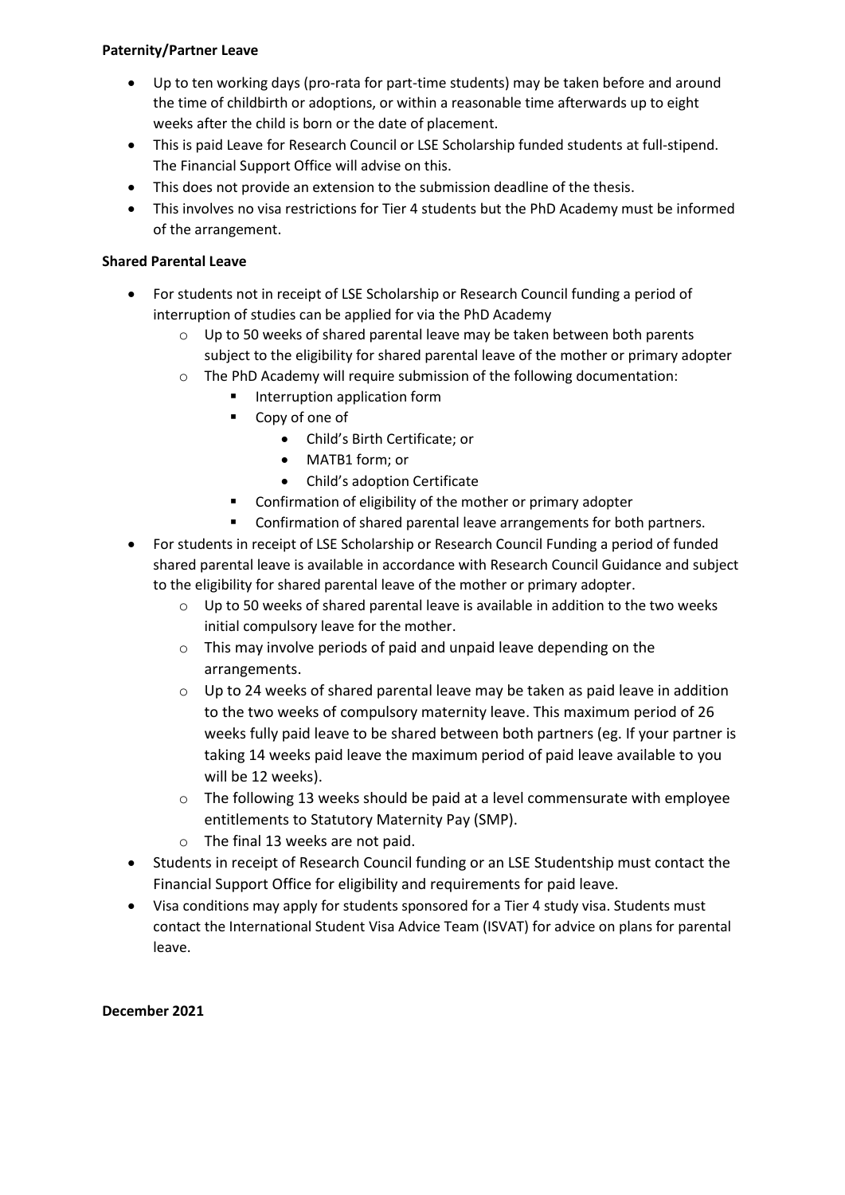**Paternity/Partner Leave**

- Up to ten working days (pro-rata for part-time students) may be taken before and around the time of childbirth or adoptions, or within a reasonable time afterwards up to eight weeks after the child is born or the date of placement.
- This is paid Leave for Research Council or LSE Scholarship funded students at full-stipend. The Financial Support Office will advise on this.
- This does not provide an extension to the submission deadline of the thesis.
- This involves no visa restrictions for Tier 4 students but the PhD Academy must be informed of the arrangement.

**Shared Parental Leave**

- For students not in receipt of LSE Scholarship or Research Council funding a period of interruption of studies can be applied for via the PhD Academy
  - Up to 50 weeks of shared parental leave may be taken between both parents subject to the eligibility for shared parental leave of the mother or primary adopter
  - The PhD Academy will require submission of the following documentation:
    - Interruption application form
    - Copy of one of
      - Child's Birth Certificate; or
      - MATB1 form; or
      - Child's adoption Certificate
    - Confirmation of eligibility of the mother or primary adopter
    - Confirmation of shared parental leave arrangements for both partners.
- For students in receipt of LSE Scholarship or Research Council Funding a period of funded shared parental leave is available in accordance with Research Council Guidance and subject to the eligibility for shared parental leave of the mother or primary adopter.
  - Up to 50 weeks of shared parental leave is available in addition to the two weeks initial compulsory leave for the mother.
  - This may involve periods of paid and unpaid leave depending on the arrangements.
  - Up to 24 weeks of shared parental leave may be taken as paid leave in addition to the two weeks of compulsory maternity leave. This maximum period of 26 weeks fully paid leave to be shared between both partners (eg. If your partner is taking 14 weeks paid leave the maximum period of paid leave available to you will be 12 weeks).
  - The following 13 weeks should be paid at a level commensurate with employee entitlements to Statutory Maternity Pay (SMP).
  - The final 13 weeks are not paid.
- Students in receipt of Research Council funding or an LSE Studentship must contact the Financial Support Office for eligibility and requirements for paid leave.
- Visa conditions may apply for students sponsored for a Tier 4 study visa. Students must contact the International Student Visa Advice Team (ISVAT) for advice on plans for parental leave.

**December 2021**